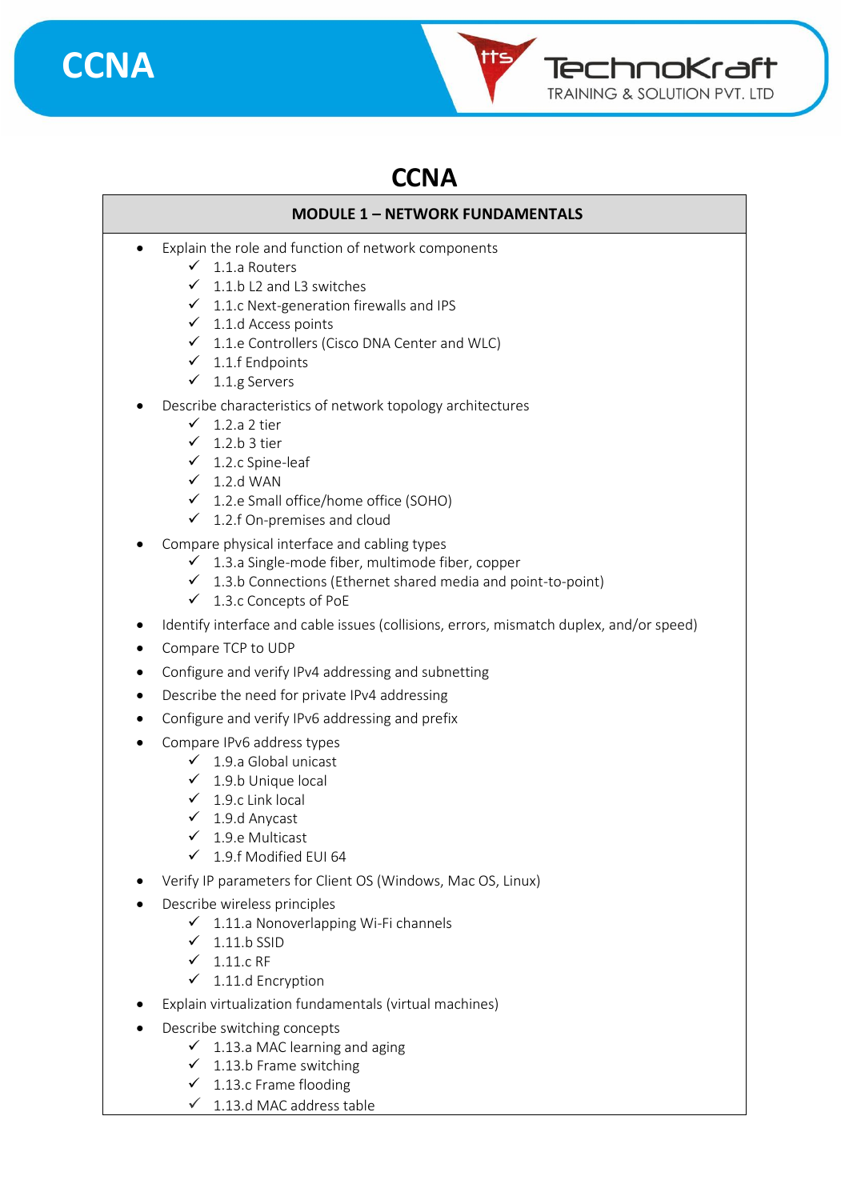# CCNA

## MODULE 1 – NETWORK FUNDAMENTALS

- Explain the role and function of network components
  - ✓ 1.1.a Routers
  - ✓ 1.1.b L2 and L3 switches
  - ✓ 1.1.c Next-generation firewalls and IPS
  - ✓ 1.1.d Access points
  - ✓ 1.1.e Controllers (Cisco DNA Center and WLC)
  - ✓ 1.1.f Endpoints
  - ✓ 1.1.g Servers
- Describe characteristics of network topology architectures
  - ✓ 1.2.a 2 tier
  - ✓ 1.2.b 3 tier
  - ✓ 1.2.c Spine-leaf
  - ✓ 1.2.d WAN
  - ✓ 1.2.e Small office/home office (SOHO)
  - ✓ 1.2.f On-premises and cloud
- Compare physical interface and cabling types
  - ✓ 1.3.a Single-mode fiber, multimode fiber, copper
  - ✓ 1.3.b Connections (Ethernet shared media and point-to-point)
  - ✓ 1.3.c Concepts of PoE
- Identify interface and cable issues (collisions, errors, mismatch duplex, and/or speed)
- Compare TCP to UDP
- Configure and verify IPv4 addressing and subnetting
- Describe the need for private IPv4 addressing
- Configure and verify IPv6 addressing and prefix
- Compare IPv6 address types
  - ✓ 1.9.a Global unicast
  - ✓ 1.9.b Unique local
  - ✓ 1.9.c Link local
  - ✓ 1.9.d Anycast
  - ✓ 1.9.e Multicast
  - ✓ 1.9.f Modified EUI 64
- Verify IP parameters for Client OS (Windows, Mac OS, Linux)
- Describe wireless principles
  - ✓ 1.11.a Nonoverlapping Wi-Fi channels
  - ✓ 1.11.b SSID
  - ✓ 1.11.c RF
  - ✓ 1.11.d Encryption
- Explain virtualization fundamentals (virtual machines)
- Describe switching concepts
  - ✓ 1.13.a MAC learning and aging
  - ✓ 1.13.b Frame switching
  - ✓ 1.13.c Frame flooding
  - ✓ 1.13.d MAC address table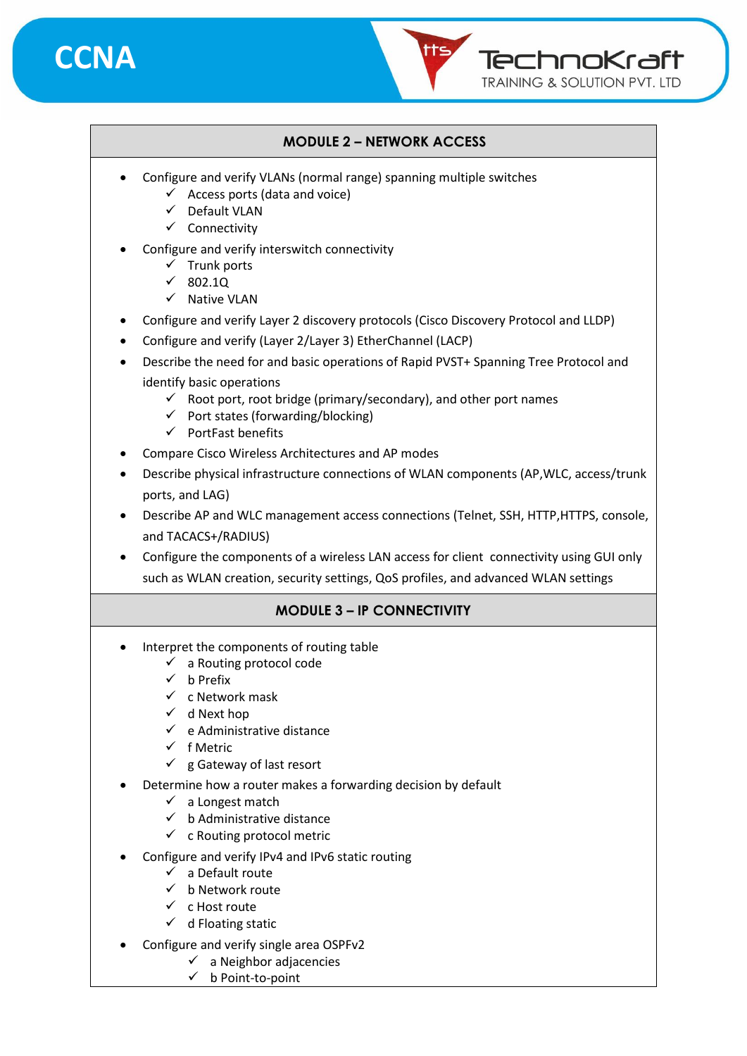## MODULE 2 – NETWORK ACCESS

- Configure and verify VLANs (normal range) spanning multiple switches
  - ✓ Access ports (data and voice)
  - ✓ Default VLAN
  - ✓ Connectivity
- Configure and verify interswitch connectivity
  - ✓ Trunk ports
  - ✓ 802.1Q
  - ✓ Native VLAN
- Configure and verify Layer 2 discovery protocols (Cisco Discovery Protocol and LLDP)
- Configure and verify (Layer 2/Layer 3) EtherChannel (LACP)
- Describe the need for and basic operations of Rapid PVST+ Spanning Tree Protocol and identify basic operations
  - ✓ Root port, root bridge (primary/secondary), and other port names
  - ✓ Port states (forwarding/blocking)
  - ✓ PortFast benefits
- Compare Cisco Wireless Architectures and AP modes
- Describe physical infrastructure connections of WLAN components (AP,WLC, access/trunk ports, and LAG)
- Describe AP and WLC management access connections (Telnet, SSH, HTTP,HTTPS, console, and TACACS+/RADIUS)
- Configure the components of a wireless LAN access for client connectivity using GUI only such as WLAN creation, security settings, QoS profiles, and advanced WLAN settings

## MODULE 3 – IP CONNECTIVITY

- Interpret the components of routing table
  - ✓ a Routing protocol code
  - ✓ b Prefix
  - ✓ c Network mask
  - ✓ d Next hop
  - ✓ e Administrative distance
  - ✓ f Metric
  - ✓ g Gateway of last resort
- Determine how a router makes a forwarding decision by default
  - ✓ a Longest match
  - ✓ b Administrative distance
  - ✓ c Routing protocol metric
- Configure and verify IPv4 and IPv6 static routing
  - ✓ a Default route
  - ✓ b Network route
  - ✓ c Host route
  - ✓ d Floating static
- Configure and verify single area OSPFv2
  - ✓ a Neighbor adjacencies
  - ✓ b Point-to-point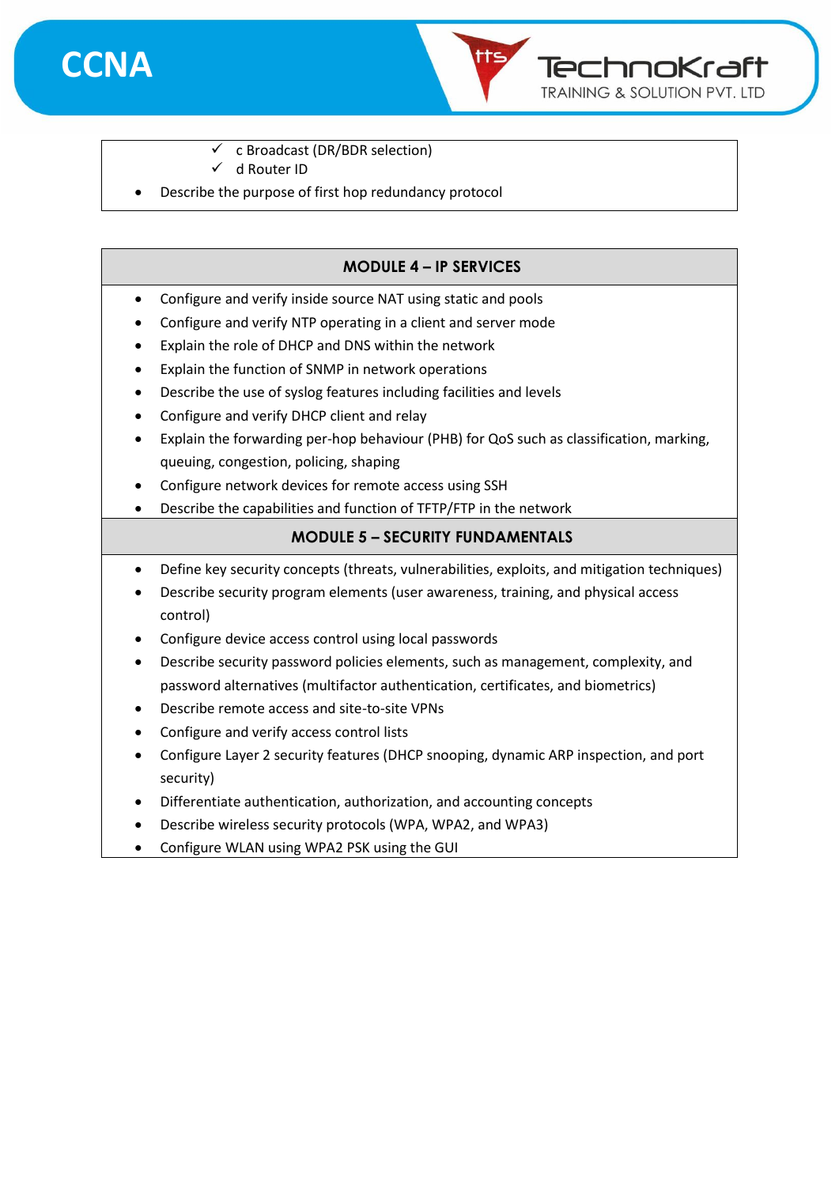- ✓ c Broadcast (DR/BDR selection)
- ✓ d Router ID

- Describe the purpose of first hop redundancy protocol

## MODULE 4 – IP SERVICES

- Configure and verify inside source NAT using static and pools
- Configure and verify NTP operating in a client and server mode
- Explain the role of DHCP and DNS within the network
- Explain the function of SNMP in network operations
- Describe the use of syslog features including facilities and levels
- Configure and verify DHCP client and relay
- Explain the forwarding per-hop behaviour (PHB) for QoS such as classification, marking, queuing, congestion, policing, shaping
- Configure network devices for remote access using SSH
- Describe the capabilities and function of TFTP/FTP in the network

## MODULE 5 – SECURITY FUNDAMENTALS

- Define key security concepts (threats, vulnerabilities, exploits, and mitigation techniques)
- Describe security program elements (user awareness, training, and physical access control)
- Configure device access control using local passwords
- Describe security password policies elements, such as management, complexity, and password alternatives (multifactor authentication, certificates, and biometrics)
- Describe remote access and site-to-site VPNs
- Configure and verify access control lists
- Configure Layer 2 security features (DHCP snooping, dynamic ARP inspection, and port security)
- Differentiate authentication, authorization, and accounting concepts
- Describe wireless security protocols (WPA, WPA2, and WPA3)
- Configure WLAN using WPA2 PSK using the GUI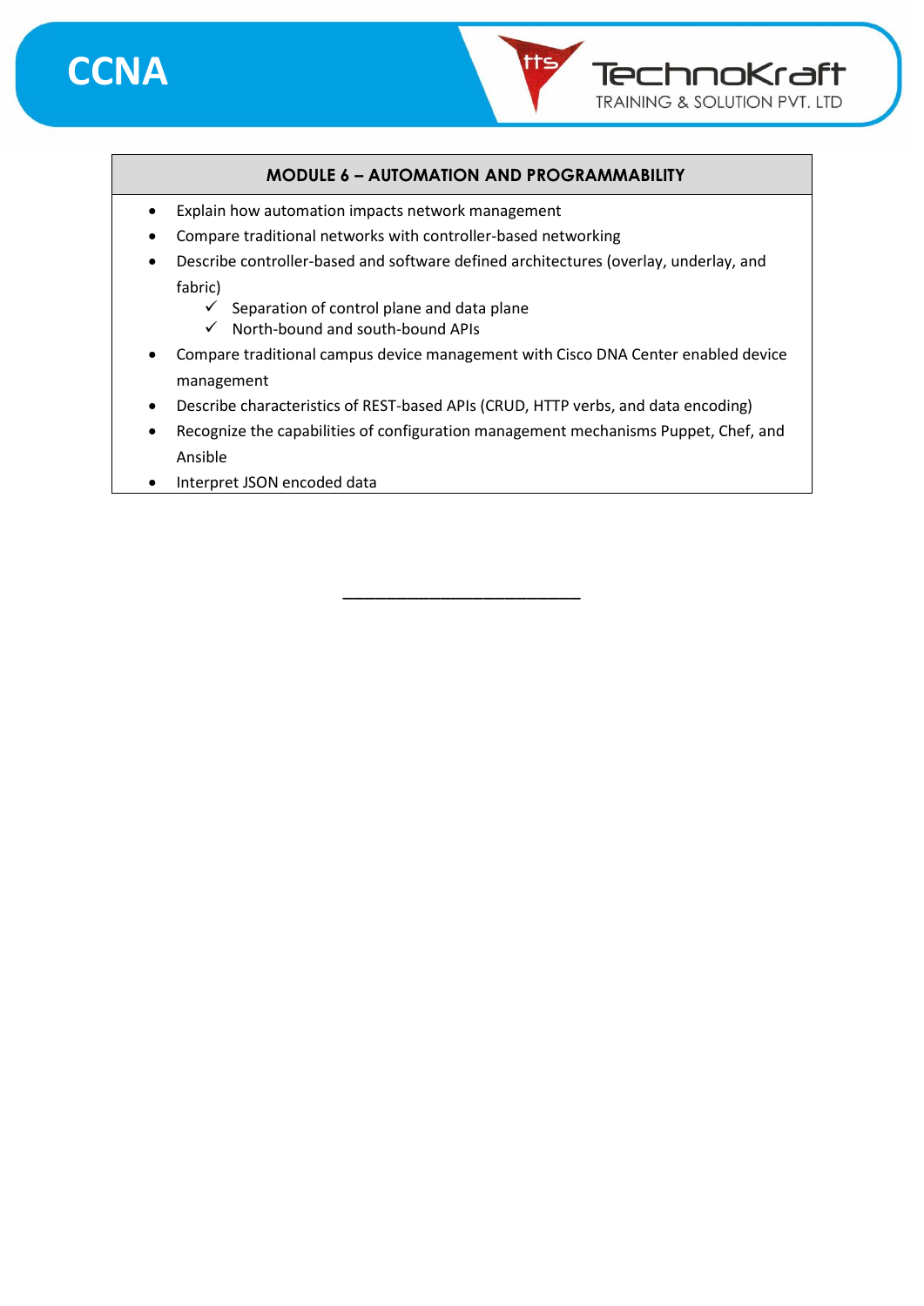## MODULE 6 – AUTOMATION AND PROGRAMMABILITY

- Explain how automation impacts network management
- Compare traditional networks with controller-based networking
- Describe controller-based and software defined architectures (overlay, underlay, and fabric)
  - ✓ Separation of control plane and data plane
  - ✓ North-bound and south-bound APIs
- Compare traditional campus device management with Cisco DNA Center enabled device management
- Describe characteristics of REST-based APIs (CRUD, HTTP verbs, and data encoding)
- Recognize the capabilities of configuration management mechanisms Puppet, Chef, and Ansible
- Interpret JSON encoded data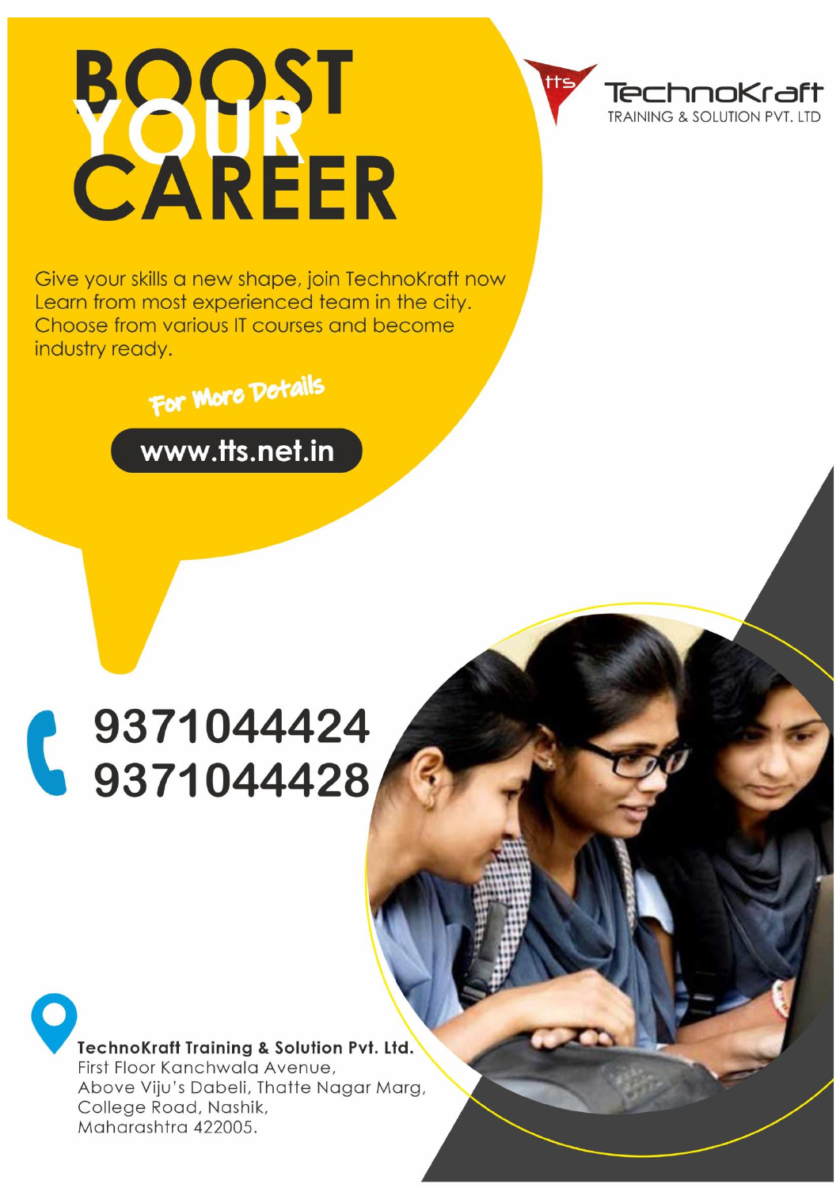# BOOST YOUR CAREER

TechnoKraft
TRAINING & SOLUTION PVT. LTD

Give your skills a new shape, join TechnoKraft now
Learn from most experienced team in the city.
Choose from various IT courses and become industry ready.

For More Details

**www.tts.net.in**

**9371044424**
**9371044428**

**TechnoKraft Training & Solution Pvt. Ltd.**
First Floor Kanchwala Avenue,
Above Viju's Dabeli, Thatte Nagar Marg,
College Road, Nashik,
Maharashtra 422005.